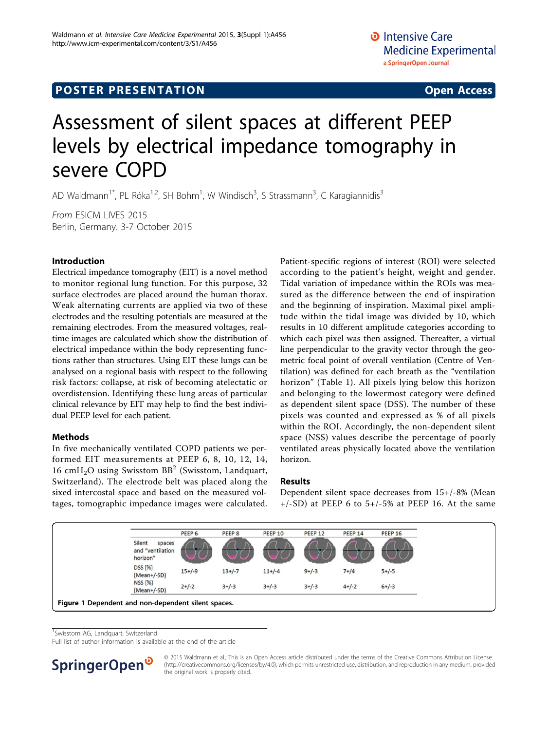## POSTER PRESENTATION

# Assessment of silent spaces at different PEEP levels by electrical impedance tomography in severe COPD

AD Waldmann[1*], PL Róka[1,2], SH Bohm[1], W Windisch[3], S Strassmann[3], C Karagiannidis[3]

*From* ESICM LIVES 2015
Berlin, Germany. 3-7 October 2015

## Introduction

Electrical impedance tomography (EIT) is a novel method to monitor regional lung function. For this purpose, 32 surface electrodes are placed around the human thorax. Weak alternating currents are applied via two of these electrodes and the resulting potentials are measured at the remaining electrodes. From the measured voltages, real-time images are calculated which show the distribution of electrical impedance within the body representing functions rather than structures. Using EIT these lungs can be analysed on a regional basis with respect to the following risk factors: collapse, at risk of becoming atelectatic or overdistension. Identifying these lung areas of particular clinical relevance by EIT may help to find the best individual PEEP level for each patient.

## Methods

In five mechanically ventilated COPD patients we performed EIT measurements at PEEP 6, 8, 10, 12, 14, 16 $cmH_2O$ using Swisstom $BB^2$ (Swisstom, Landquart, Switzerland). The electrode belt was placed along the sixed intercostal space and based on the measured voltages, tomographic impedance images were calculated. Patient-specific regions of interest (ROI) were selected according to the patient's height, weight and gender. Tidal variation of impedance within the ROIs was measured as the difference between the end of inspiration and the beginning of inspiration. Maximal pixel amplitude within the tidal image was divided by 10, which results in 10 different amplitude categories according to which each pixel was then assigned. Thereafter, a virtual line perpendicular to the gravity vector through the geometric focal point of overall ventilation (Centre of Ventilation) was defined for each breath as the "ventilation horizon" (Table 1). All pixels lying below this horizon and belonging to the lowermost category were defined as dependent silent space (DSS). The number of these pixels was counted and expressed as % of all pixels within the ROI. Accordingly, the non-dependent silent space (NSS) values describe the percentage of poorly ventilated areas physically located above the ventilation horizon.

## Results

Dependent silent space decreases from 15+/-8% (Mean +/-SD) at PEEP 6 to 5+/-5% at PEEP 16. At the same

| | PEEP 6 | PEEP 8 | PEEP 10 | PEEP 12 | PEEP 14 | PEEP 16 |
|---|---|---|---|---|---|---|
| Silent spaces and "ventilation horizon" | | | | | | |
| DSS [%] (Mean+/-SD) | 15+/-9 | 13+/-7 | 11+/-4 | 9+/-3 | 7+/4 | 5+/-5 |
| NSS [%] (Mean+/-SD) | 2+/-2 | 3+/-3 | 3+/-3 | 3+/-3 | 4+/-2 | 6+/-3 |

**Figure 1 Dependent and non-dependent silent spaces.**

[1]Swisstom AG, Landquart, Switzerland
Full list of author information is available at the end of the article

© 2015 Waldmann et al.; This is an Open Access article distributed under the terms of the Creative Commons Attribution License (http://creativecommons.org/licenses/by/4.0), which permits unrestricted use, distribution, and reproduction in any medium, provided the original work is properly cited.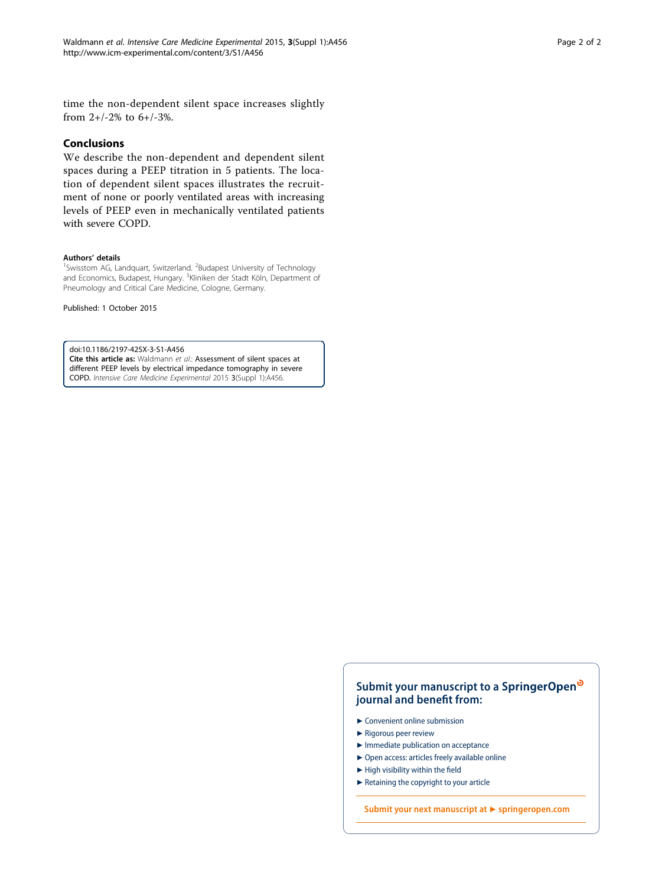time the non-dependent silent space increases slightly from 2+/-2% to 6+/-3%.

## Conclusions

We describe the non-dependent and dependent silent spaces during a PEEP titration in 5 patients. The location of dependent silent spaces illustrates the recruitment of none or poorly ventilated areas with increasing levels of PEEP even in mechanically ventilated patients with severe COPD.

#### Authors' details

[1]Swisstom AG, Landquart, Switzerland. [2]Budapest University of Technology and Economics, Budapest, Hungary. [3]Kliniken der Stadt Köln, Department of Pneumology and Critical Care Medicine, Cologne, Germany.

Published: 1 October 2015

doi:10.1186/2197-425X-3-S1-A456
**Cite this article as:** Waldmann *et al.*: Assessment of silent spaces at different PEEP levels by electrical impedance tomography in severe COPD. *Intensive Care Medicine Experimental* 2015 **3**(Suppl 1):A456.

**Submit your manuscript to a SpringerOpen journal and benefit from:**

- ► Convenient online submission
- ► Rigorous peer review
- ► Immediate publication on acceptance
- ► Open access: articles freely available online
- ► High visibility within the field
- ► Retaining the copyright to your article

**Submit your next manuscript at ► springeropen.com**